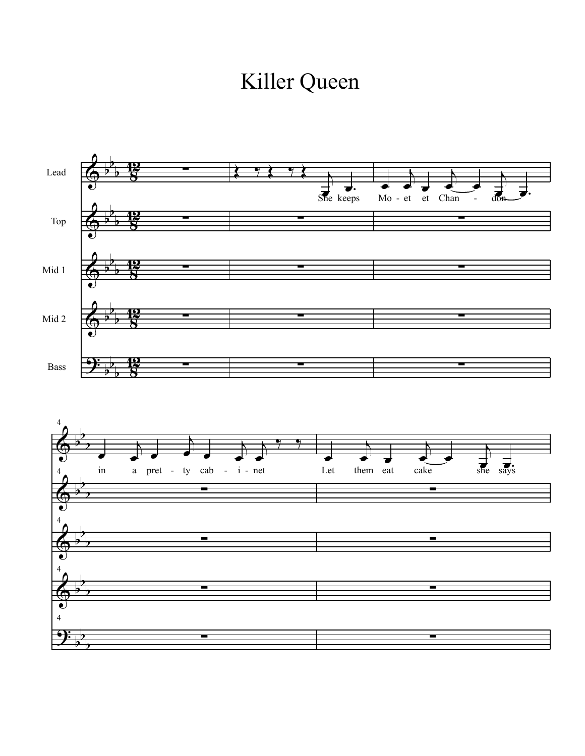# Killer Queen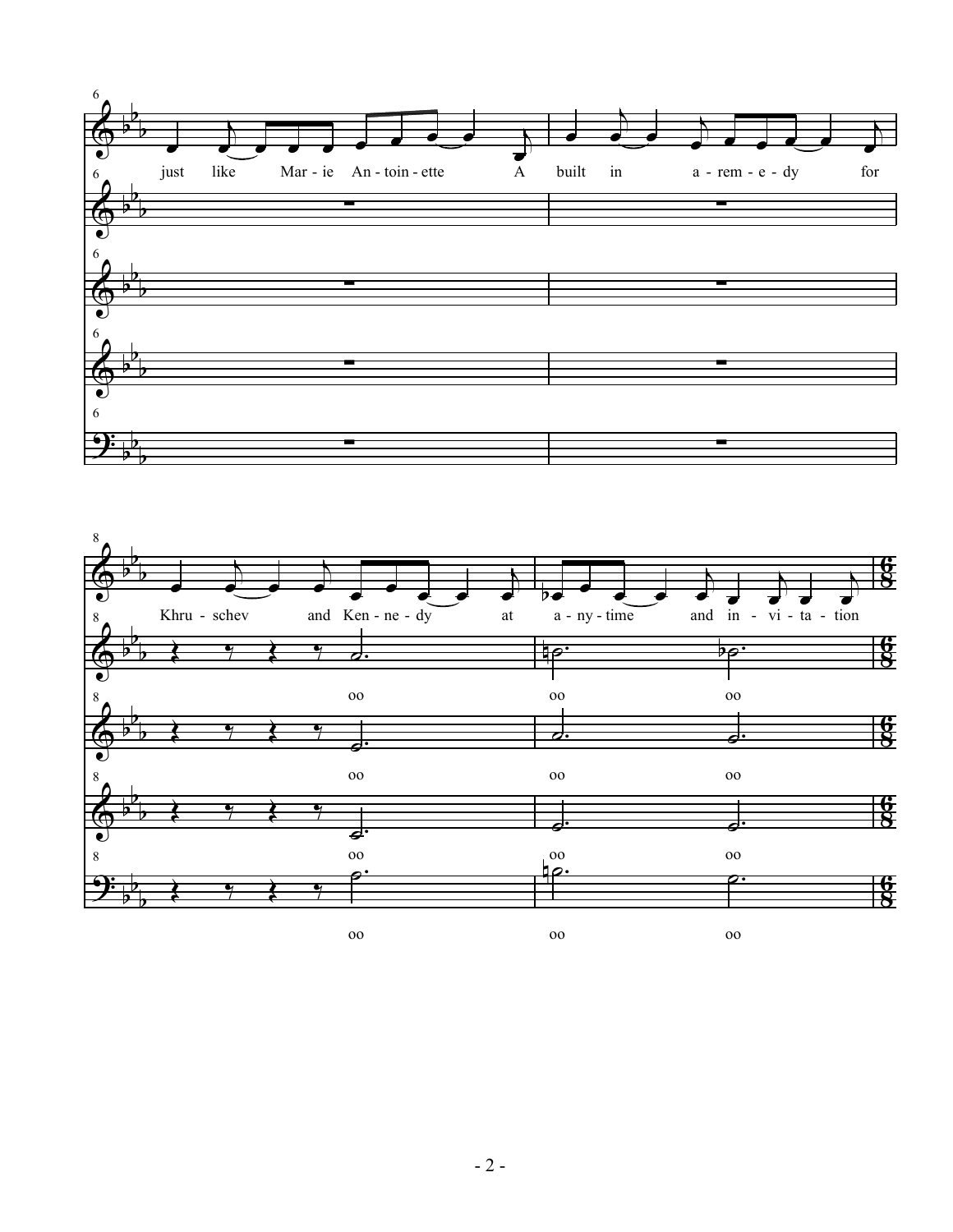just like Mar - ie An - toin - ette A built in a - rem - e - dy for

Khru - schev and Ken - ne - dy at a - ny - time and in - vi - ta - tion

oo oo oo

oo oo oo

oo oo oo

oo oo oo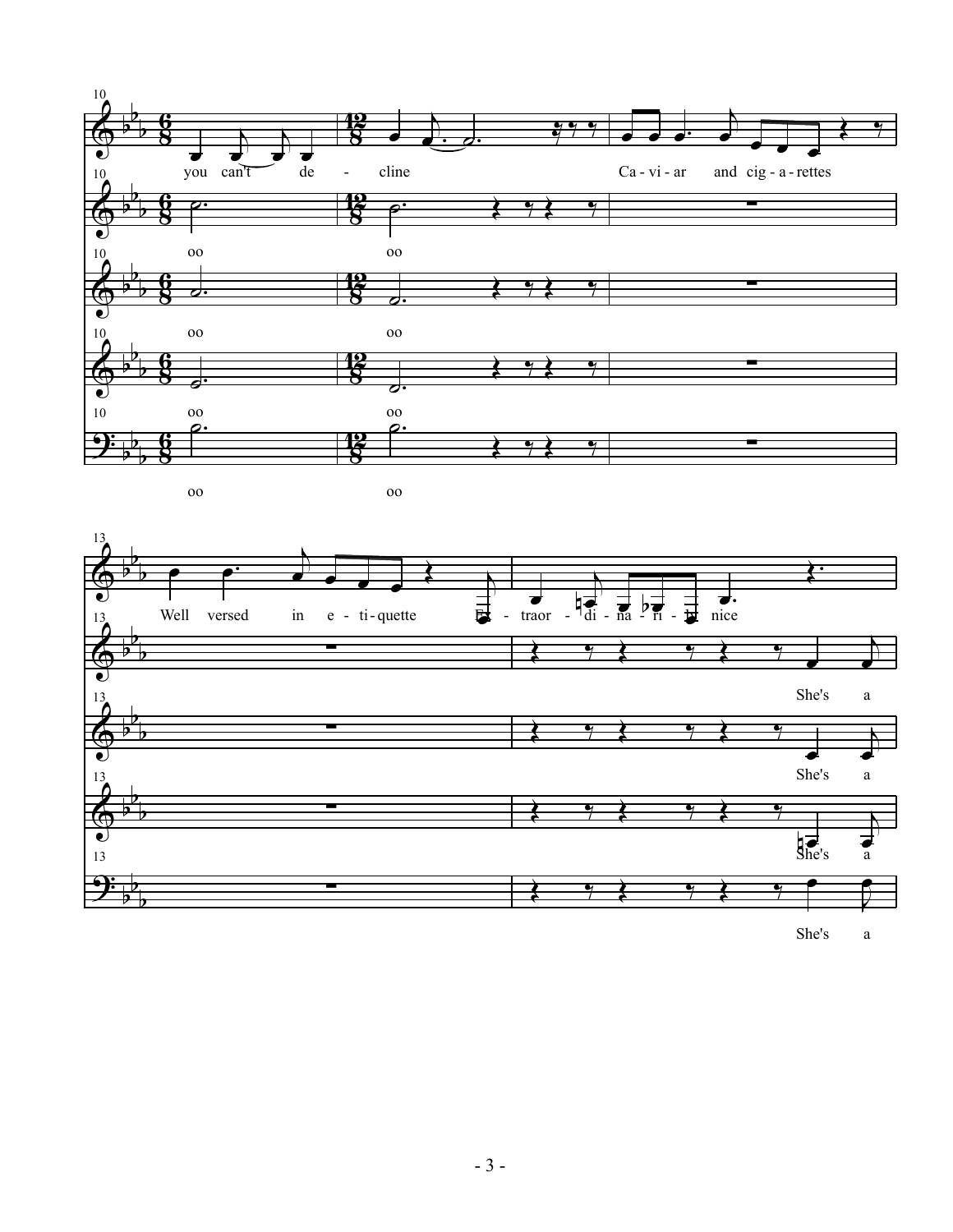you can't de - cline Ca - vi - ar and cig - a - rettes

oo oo

oo oo

oo oo

oo oo

Well versed in e - ti - quette Ex - traor - di - na - ri - ly nice

She's a

She's a

She's a

She's a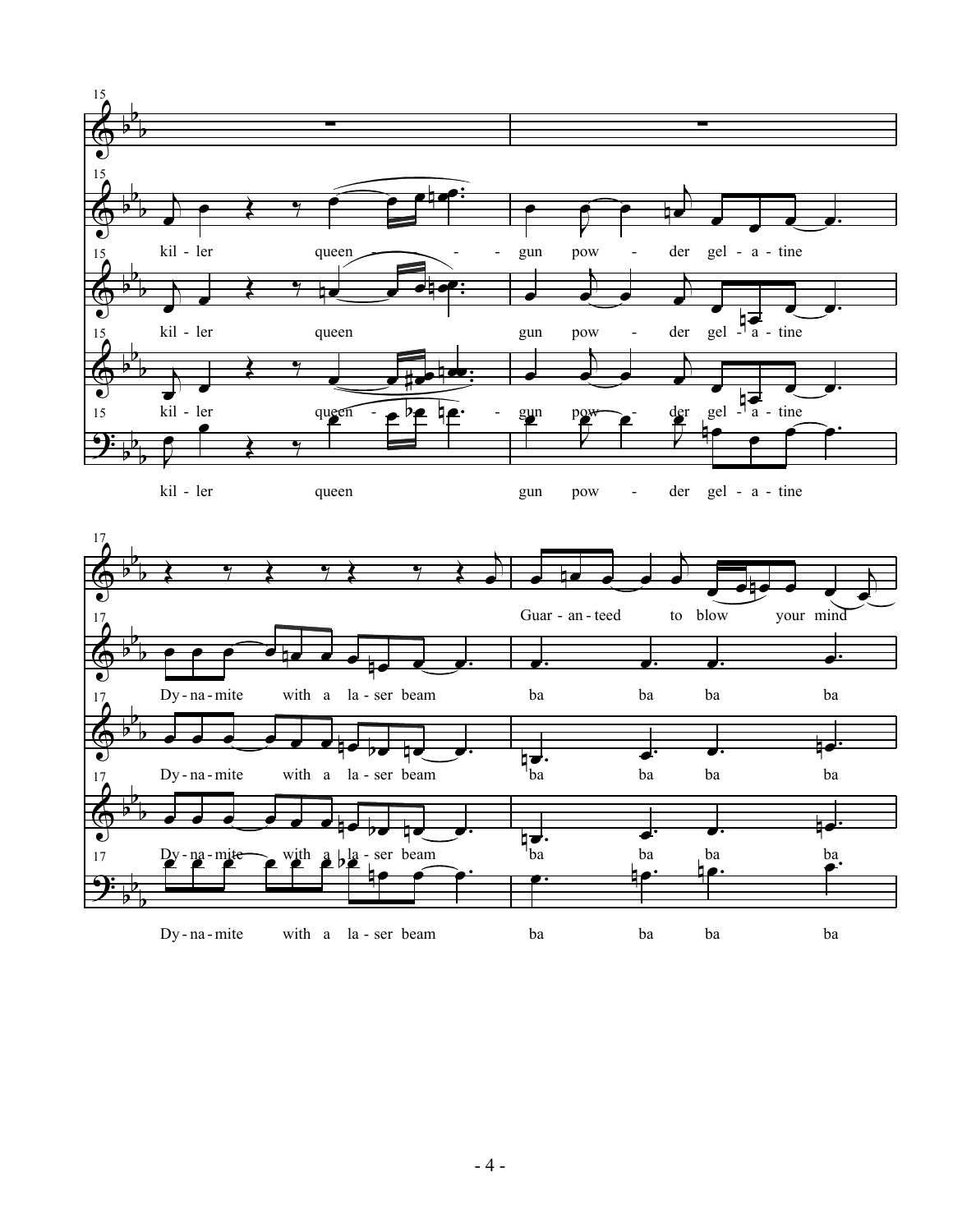15

kil - ler queen - - - - gun pow - der gel - a - tine

kil - ler queen gun pow - der gel - a - tine

kil - ler queen - - - gun pow - - der gel - a - tine

kil - ler queen gun pow - der gel - a - tine

17

Guar - an - teed to blow your mind

Dy - na - mite with a la - ser beam ba ba ba ba

Dy - na - mite with a la - ser beam ba ba ba ba

Dy - na - mite with a la - ser beam ba ba ba ba

Dy - na - mite with a la - ser beam ba ba ba ba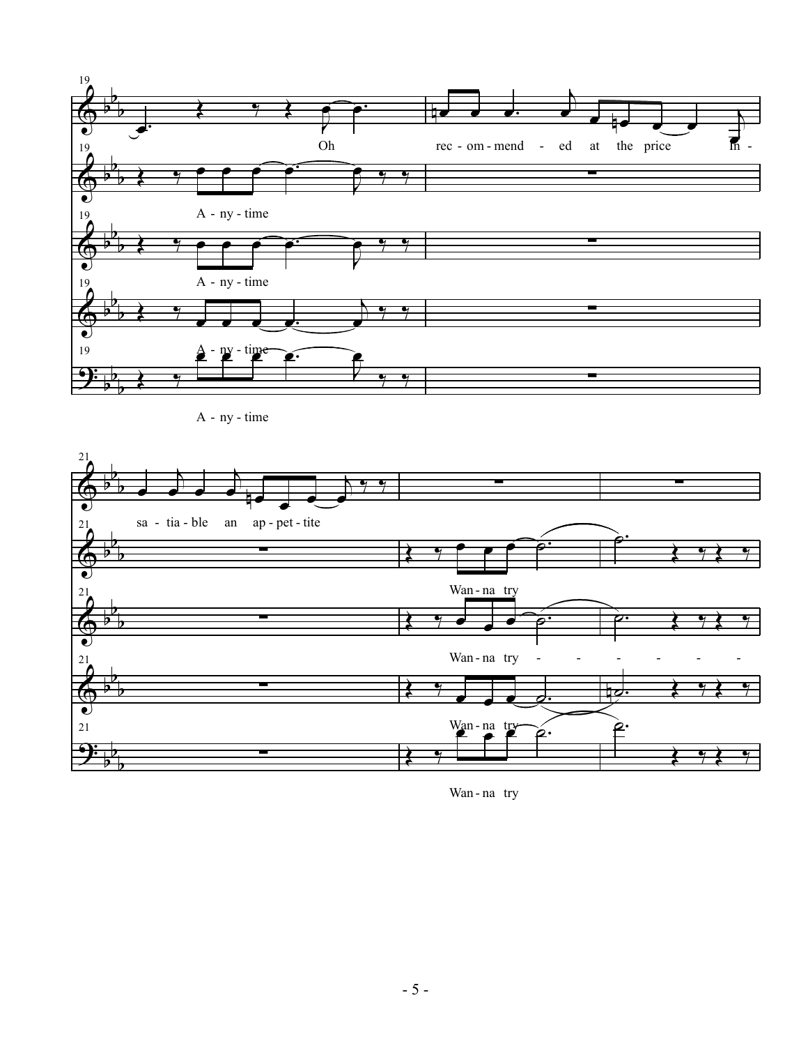19

Oh rec - om - mend - ed at the price In -

A - ny - time

A - ny - time

A - ny - time

A - ny - time

A - ny - time

21

sa - tia - ble an ap - pet - tite

Wan - na try

Wan - na try - - - - - - -

Wan - na try

Wan - na try

Wan - na try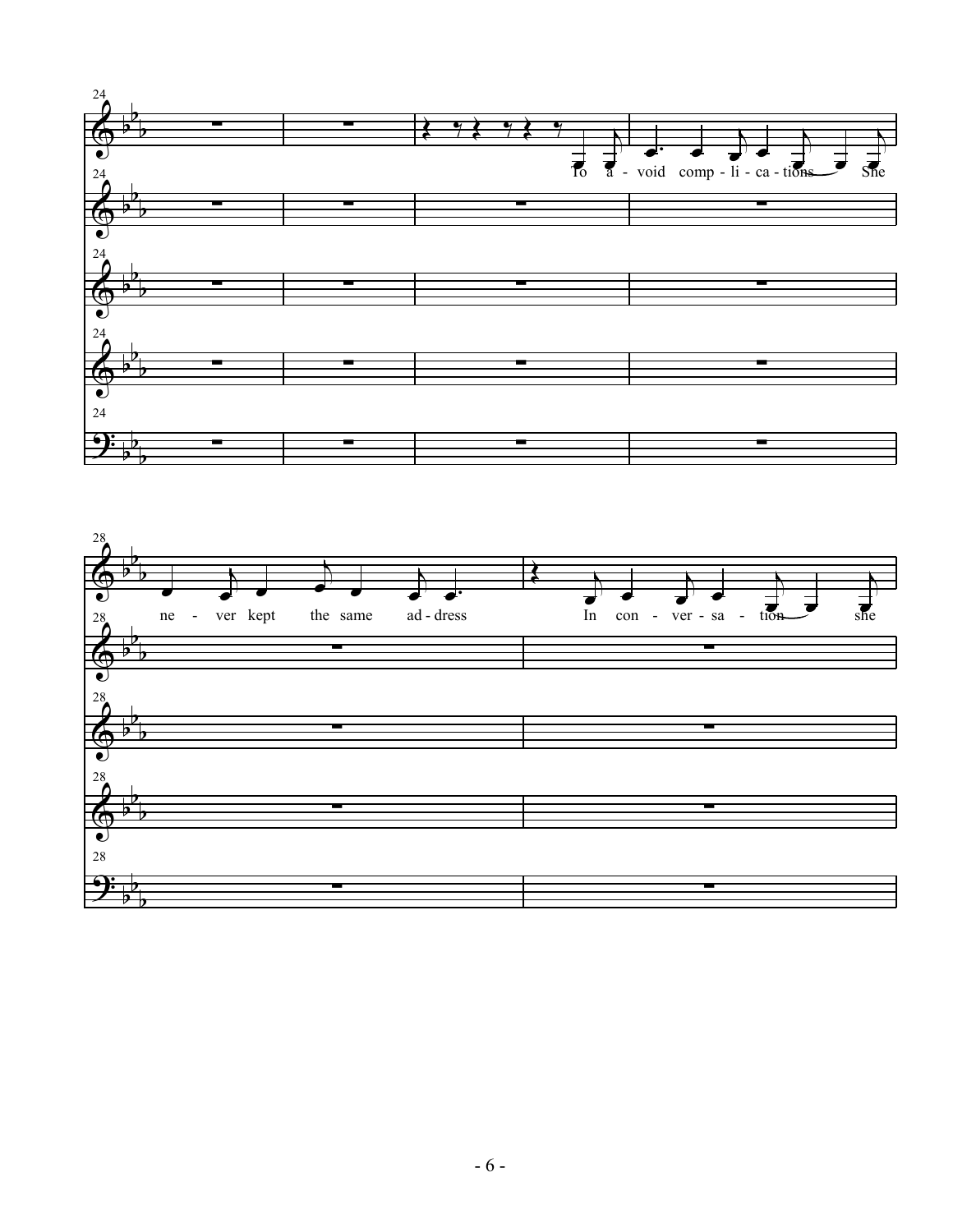24

To a - void comp - li - ca - tions She

28

ne - ver kept the same ad - dress

In con - ver - sa - tion she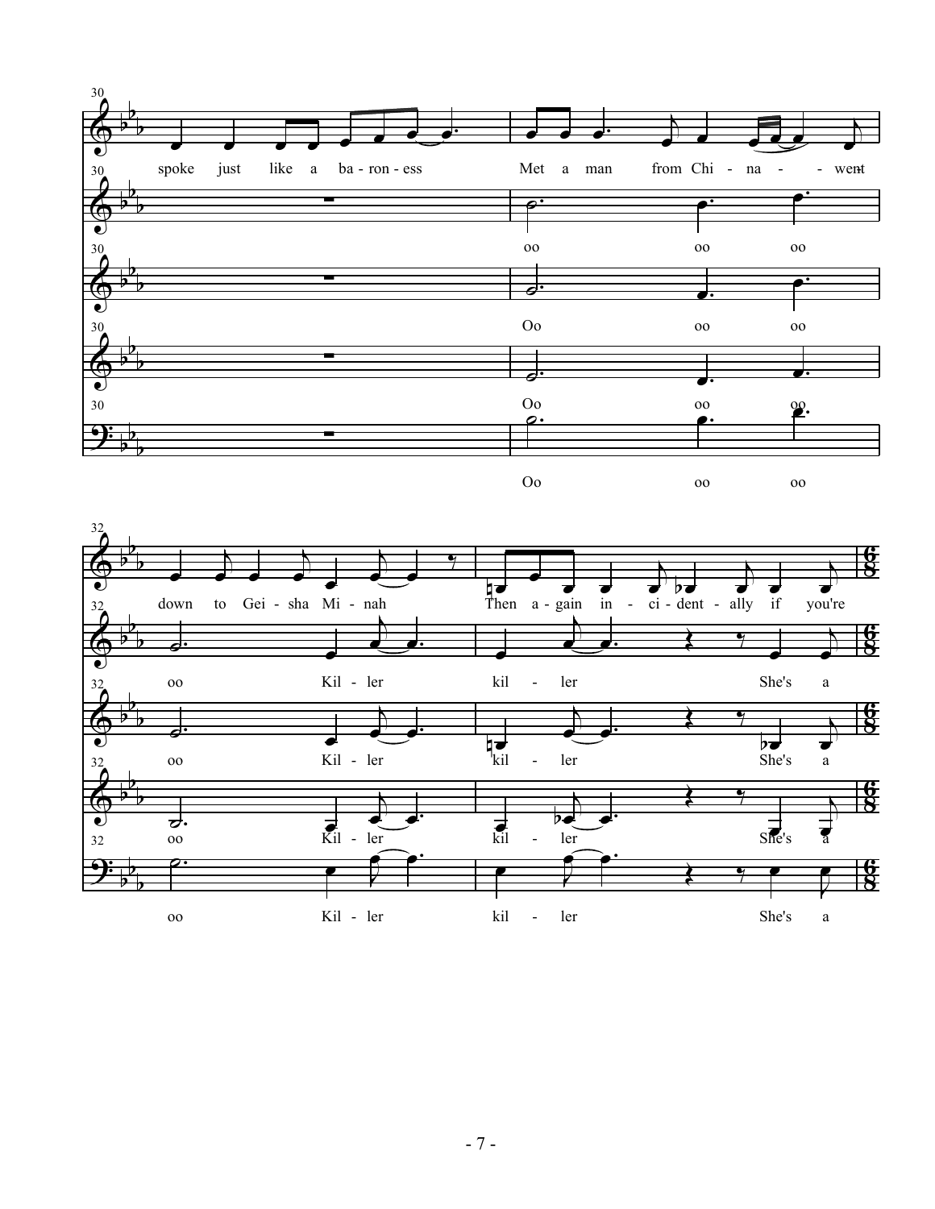30

spoke just like a ba - ron - ess Met a man from Chi - na - - went

oo oo oo

Oo oo oo

Oo oo oo

Oo oo oo

32

down to Gei - sha Mi - nah Then a - gain in - ci - dent - ally if you're

oo Kil - ler kil - ler She's a

oo Kil - ler kil - ler She's a

oo Kil - ler kil - ler She's a

oo Kil - ler kil - ler She's a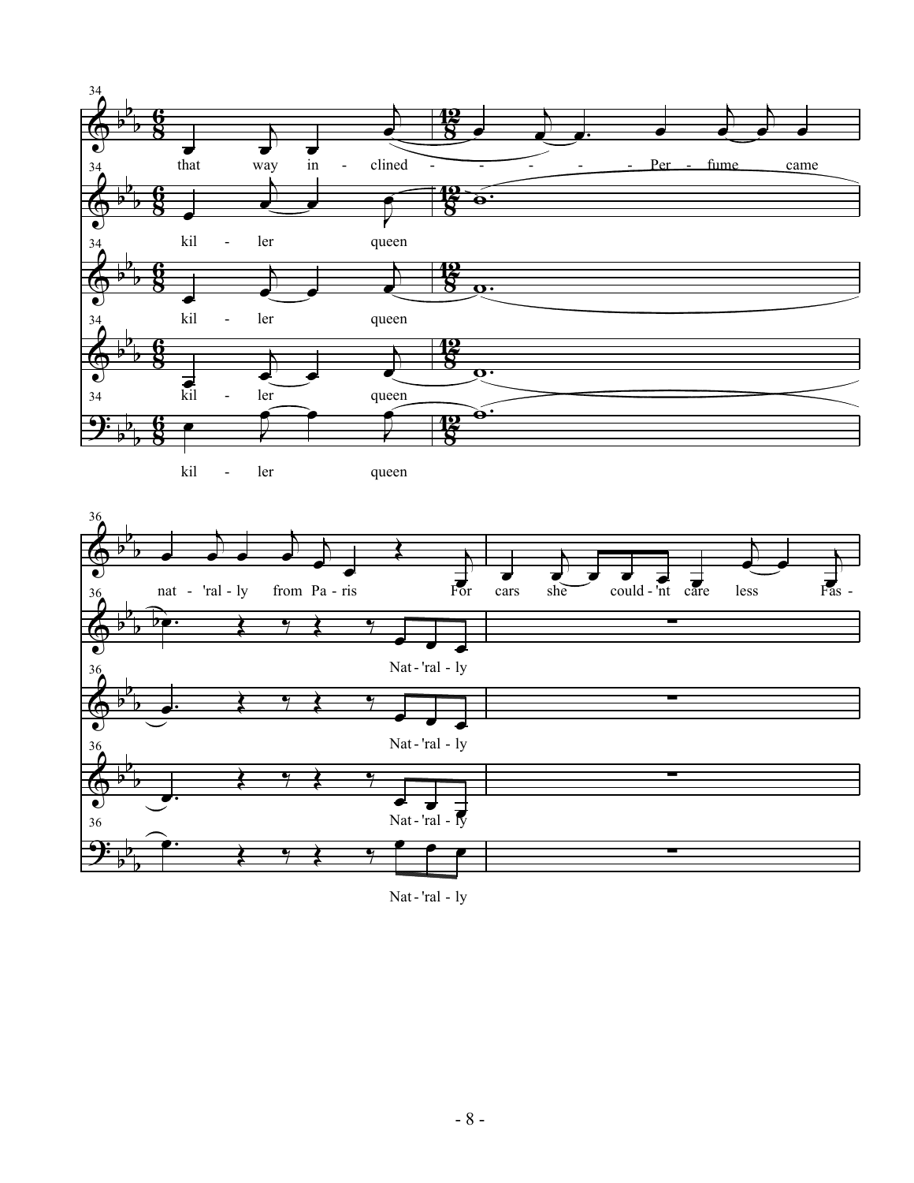34

that way in - clined - - - - - - Per - fume came

kil - ler queen

kil - ler queen

kil - ler queen

kil - ler queen

36

nat - 'ral - ly from Pa - ris For cars she could - 'nt care less Fas -

Nat - 'ral - ly

Nat - 'ral - ly

Nat - 'ral - ly

Nat - 'ral - ly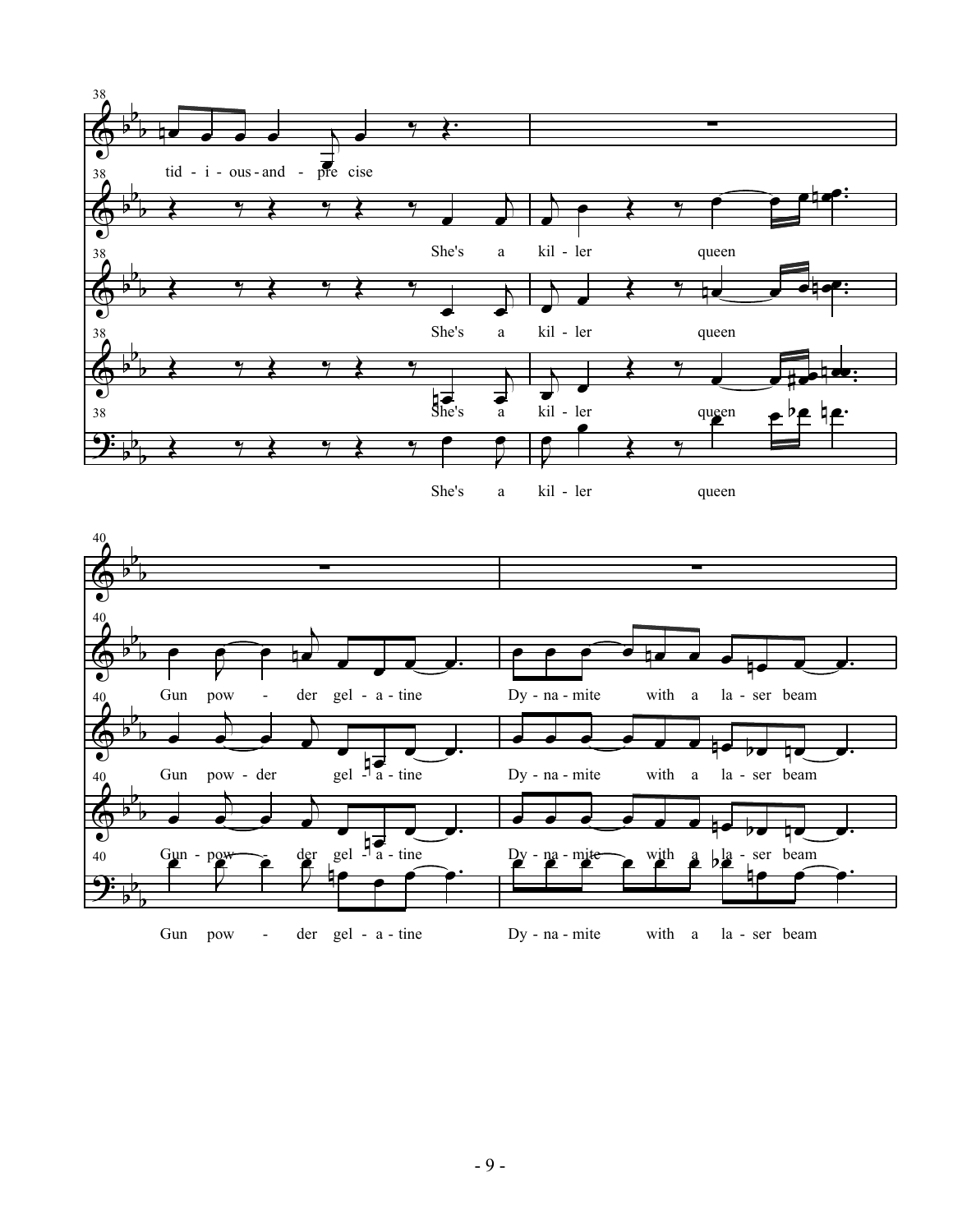38

tid - i - ous - and - pre cise

She's a kil - ler queen

She's a kil - ler queen

She's a kil - ler queen

She's a kil - ler queen

40

Gun pow - der gel - a - tine Dy - na - mite with a la - ser beam

Gun pow - der gel - a - tine Dy - na - mite with a la - ser beam

Gun - pow - der gel - a - tine Dy - na - mite with a la - ser beam

Gun pow - der gel - a - tine Dy - na - mite with a la - ser beam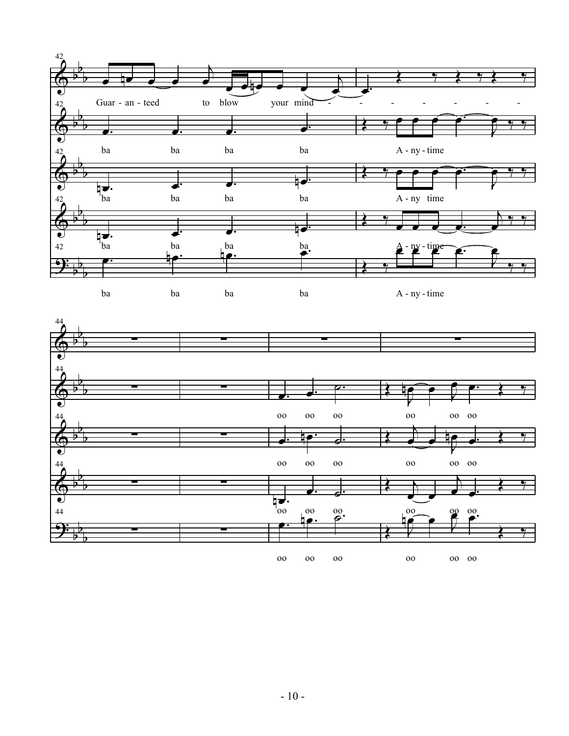Guar - an - teed to blow your mind - - - - - - - -

ba ba ba ba A - ny - time

ba ba ba ba A - ny time

ba ba ba ba A - ny - time

ba ba ba ba A - ny - time

oo oo oo oo oo oo

oo oo oo oo oo oo

oo oo oo oo oo oo

oo oo oo oo oo oo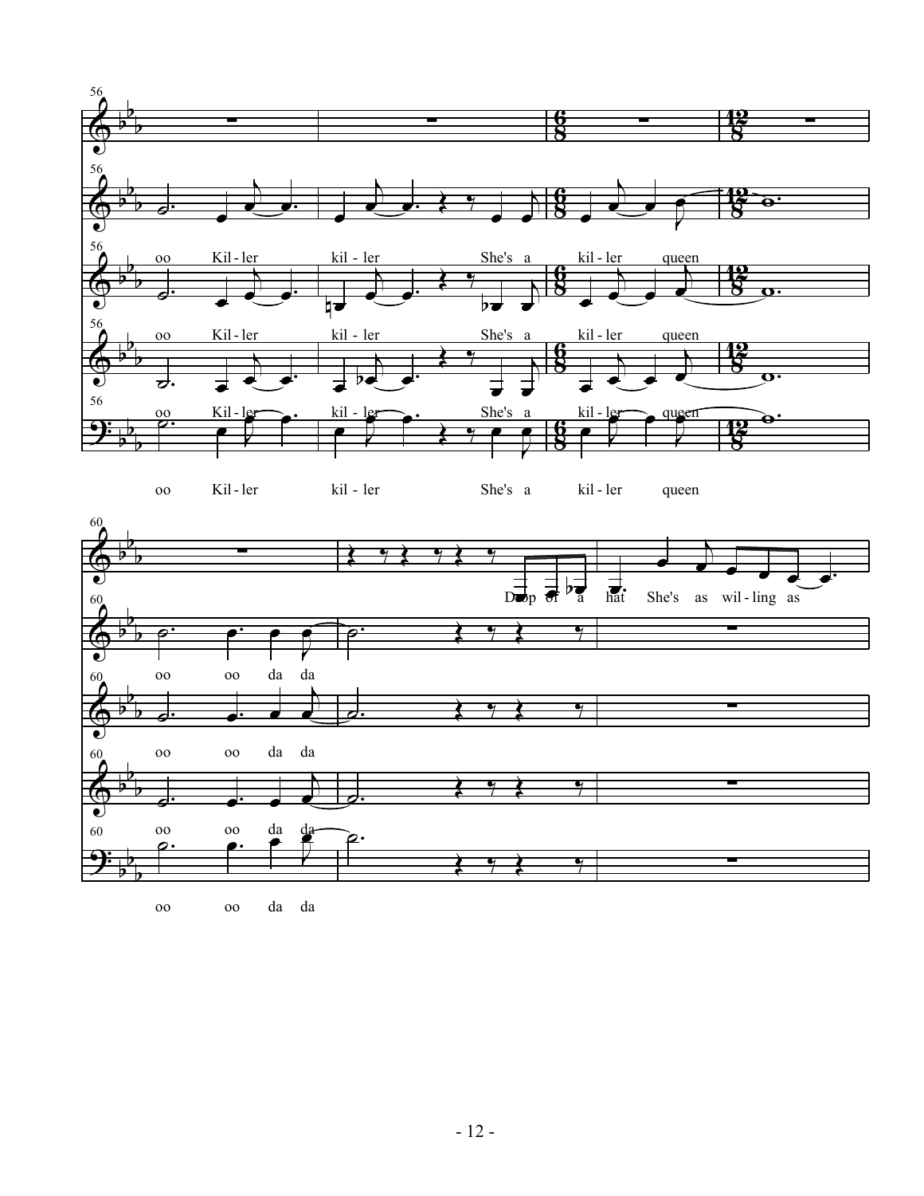56

oo Kil - ler kil - ler She's a kil - ler queen

oo Kil - ler kil - ler She's a kil - ler queen

oo Kil - ler kil - ler She's a kil - ler queen

oo Kil - ler kil - ler She's a kil - ler queen

60

Drop of a hat She's as wil - ling as

oo oo da da

oo oo da da

oo oo da da

oo oo da da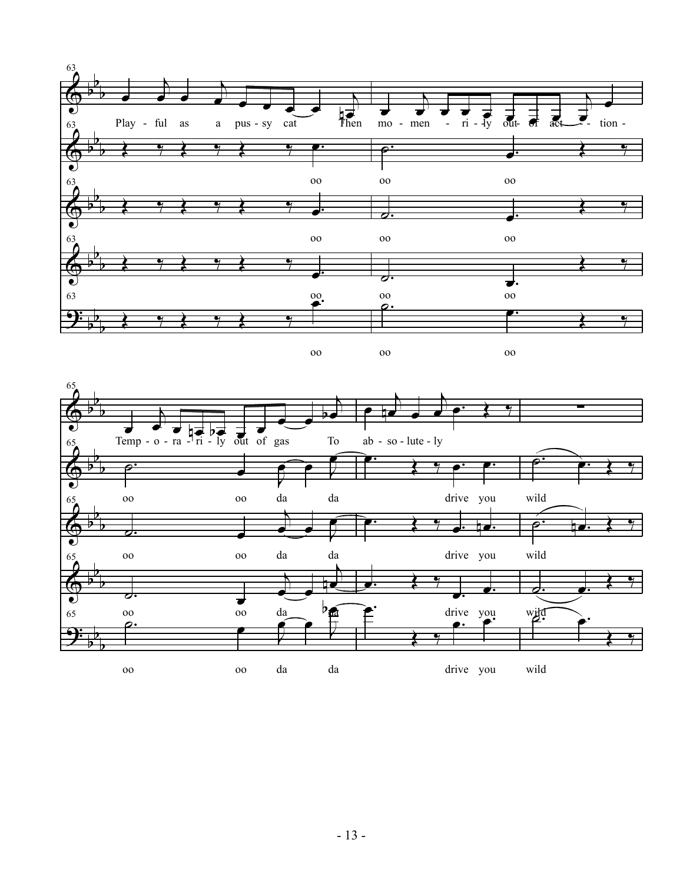63

Play - ful as a pus - sy cat Then mo - men - ri - ly out of act - - tion -

oo oo oo

oo oo oo

oo oo oo

oo oo oo

65

Temp - o - ra - ri - ly out of gas To ab - so - lute - ly

oo oo da da drive you wild

oo oo da da drive you wild

oo oo da da drive you wild

oo oo da da drive you wild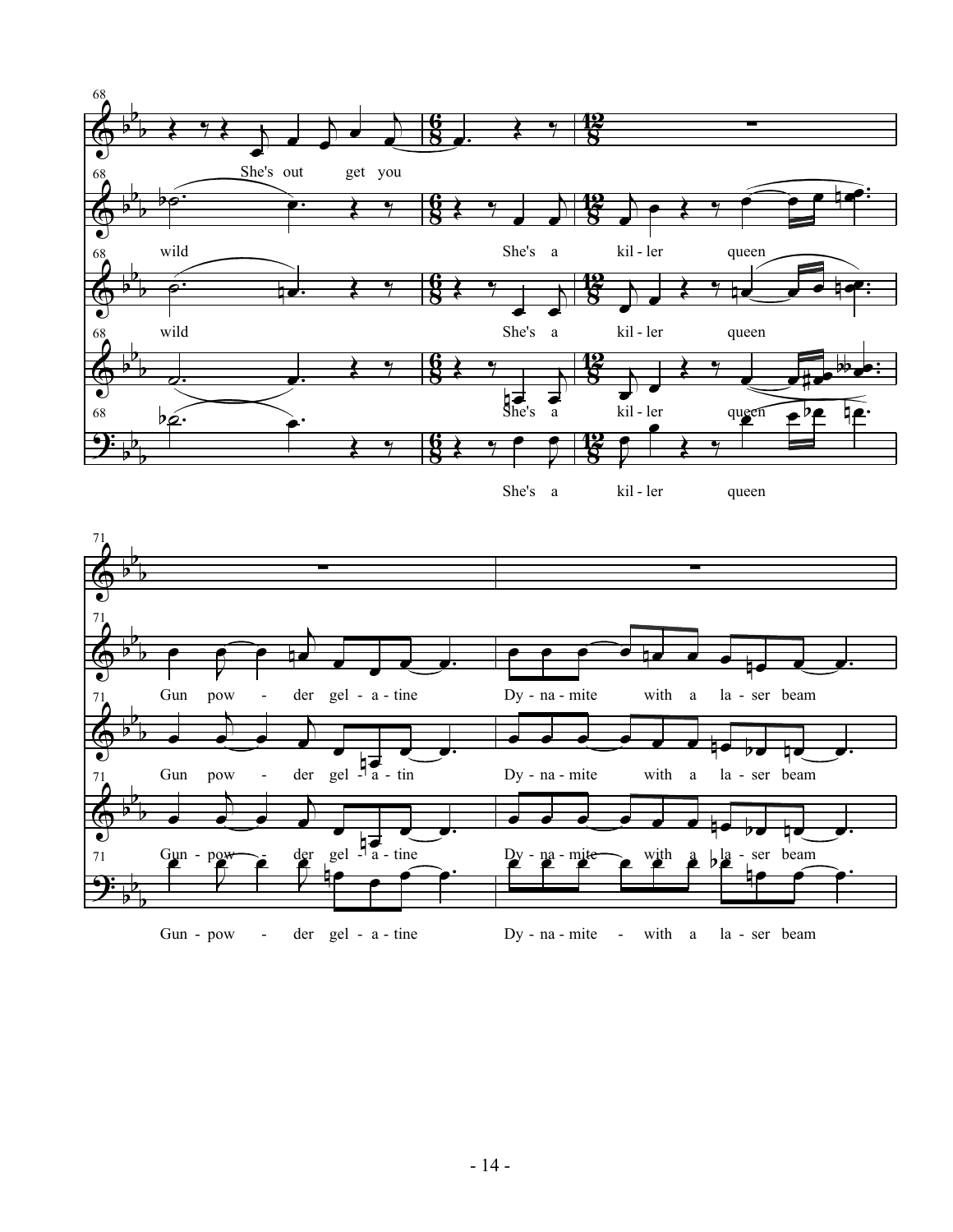68

She's out get you

wild She's a kil - ler queen

wild She's a kil - ler queen

She's a kil - ler queen

She's a kil - ler queen

71

Gun pow - der gel - a - tine Dy - na - mite with a la - ser beam

Gun pow - der gel - a - tin Dy - na - mite with a la - ser beam

Gun - pow - der gel - a - tine Dy - na - mite with a la - ser beam

Gun - pow - der gel - a - tine Dy - na - mite - with a la - ser beam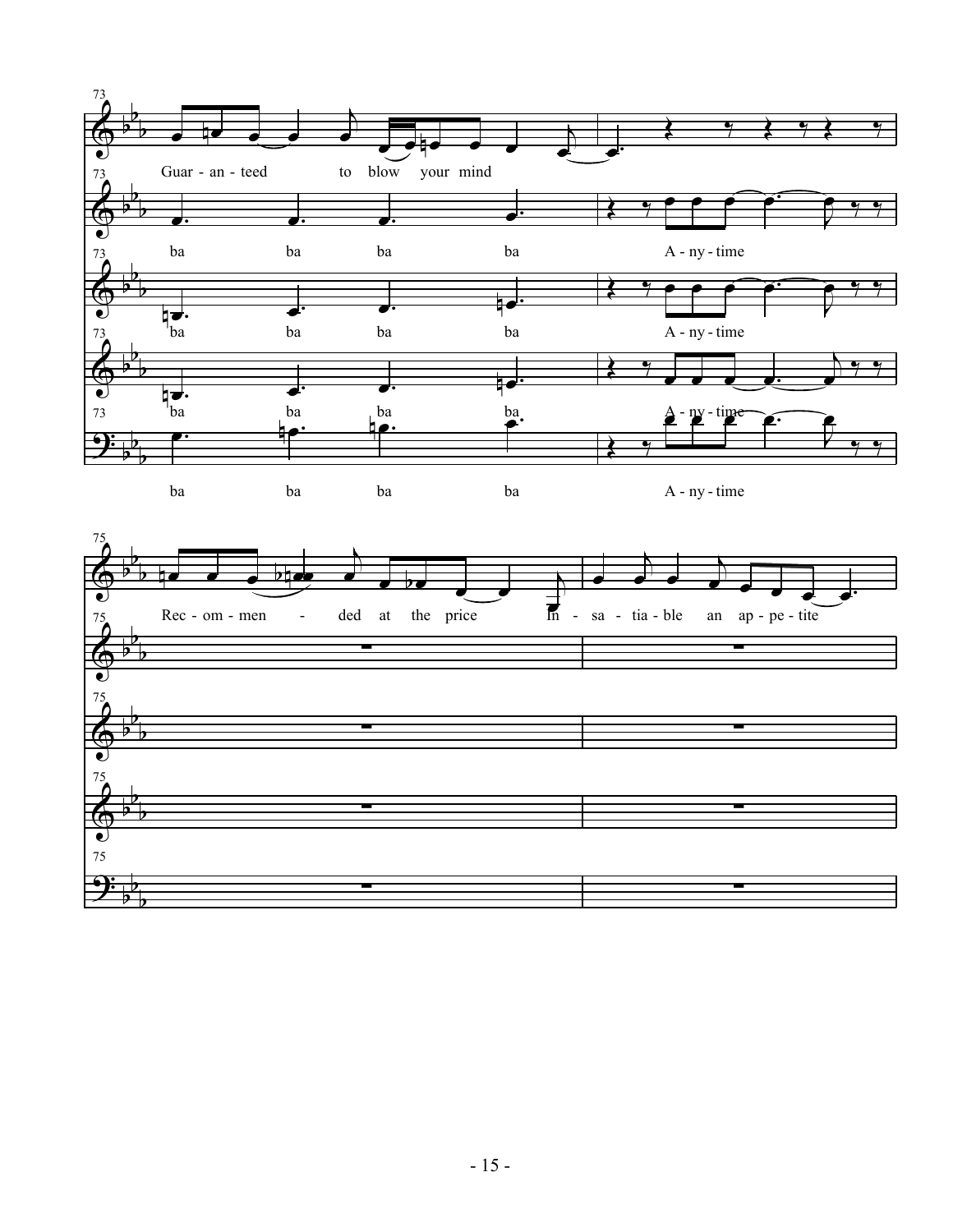73

Guar - an - teed to blow your mind

ba ba ba ba A - ny - time

ba ba ba ba A - ny - time

ba ba ba ba A - ny - time

ba ba ba ba A - ny - time

75

Rec - om - men - ded at the price In - sa - tia - ble an ap - pe - tite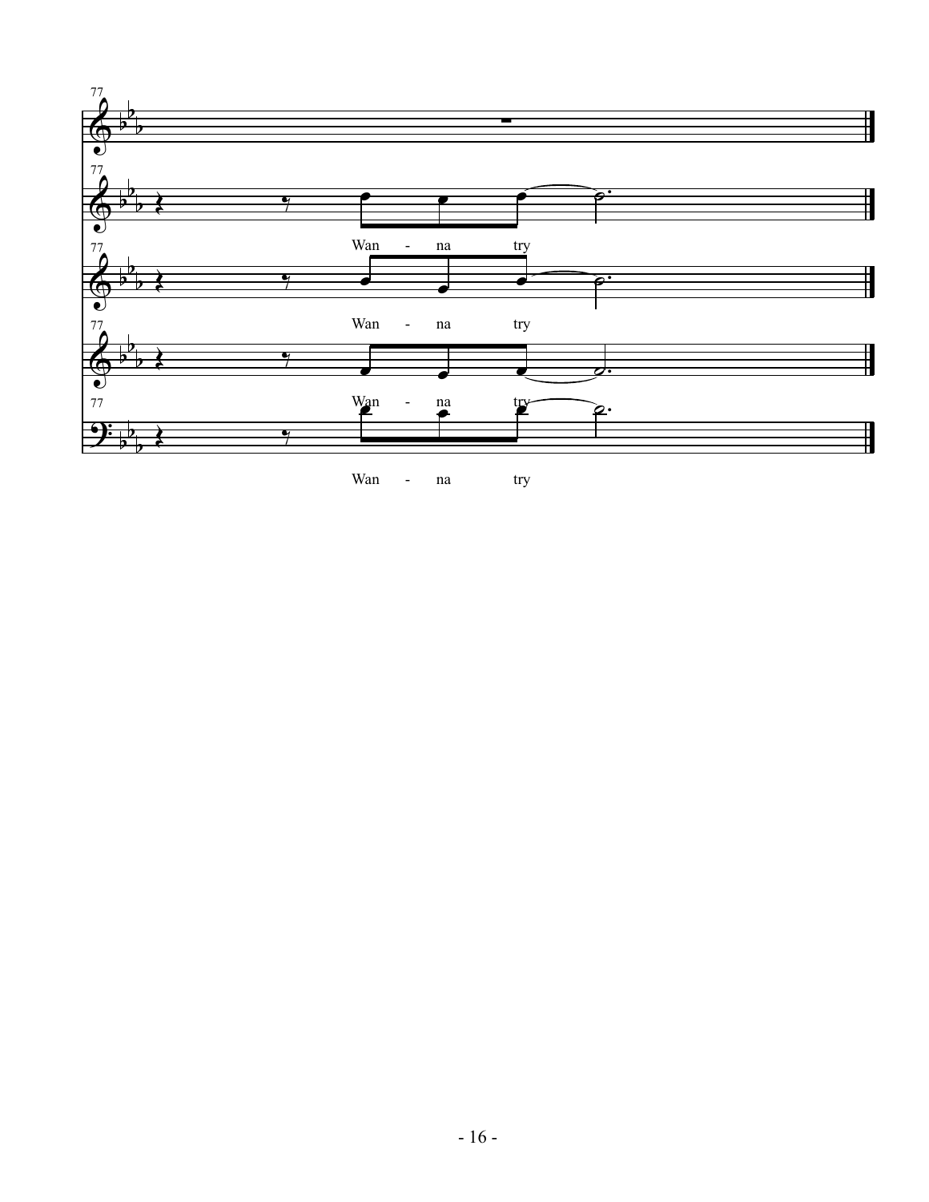77

Wan - na try

Wan - na try

Wan - na try

Wan - na try